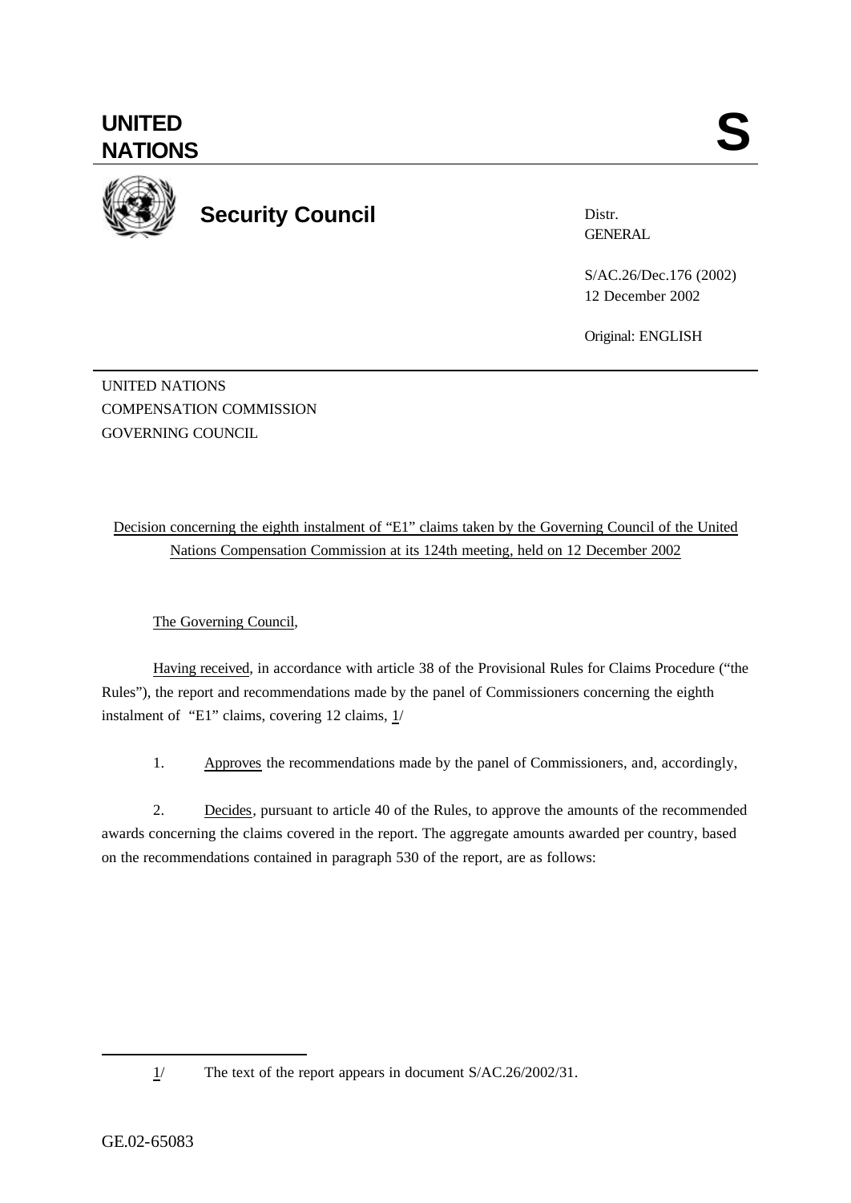# UNITED NATIONS

**S**

## Security Council

Distr.
GENERAL

S/AC.26/Dec.176 (2002)
12 December 2002

Original: ENGLISH

UNITED NATIONS
COMPENSATION COMMISSION
GOVERNING COUNCIL

Decision concerning the eighth instalment of "E1" claims taken by the Governing Council of the United Nations Compensation Commission at its 124th meeting, held on 12 December 2002

The Governing Council,

Having received, in accordance with article 38 of the Provisional Rules for Claims Procedure ("the Rules"), the report and recommendations made by the panel of Commissioners concerning the eighth instalment of "E1" claims, covering 12 claims, 1/

1. Approves the recommendations made by the panel of Commissioners, and, accordingly,

2. Decides, pursuant to article 40 of the Rules, to approve the amounts of the recommended awards concerning the claims covered in the report. The aggregate amounts awarded per country, based on the recommendations contained in paragraph 530 of the report, are as follows:

---

1/ The text of the report appears in document S/AC.26/2002/31.

GE.02-65083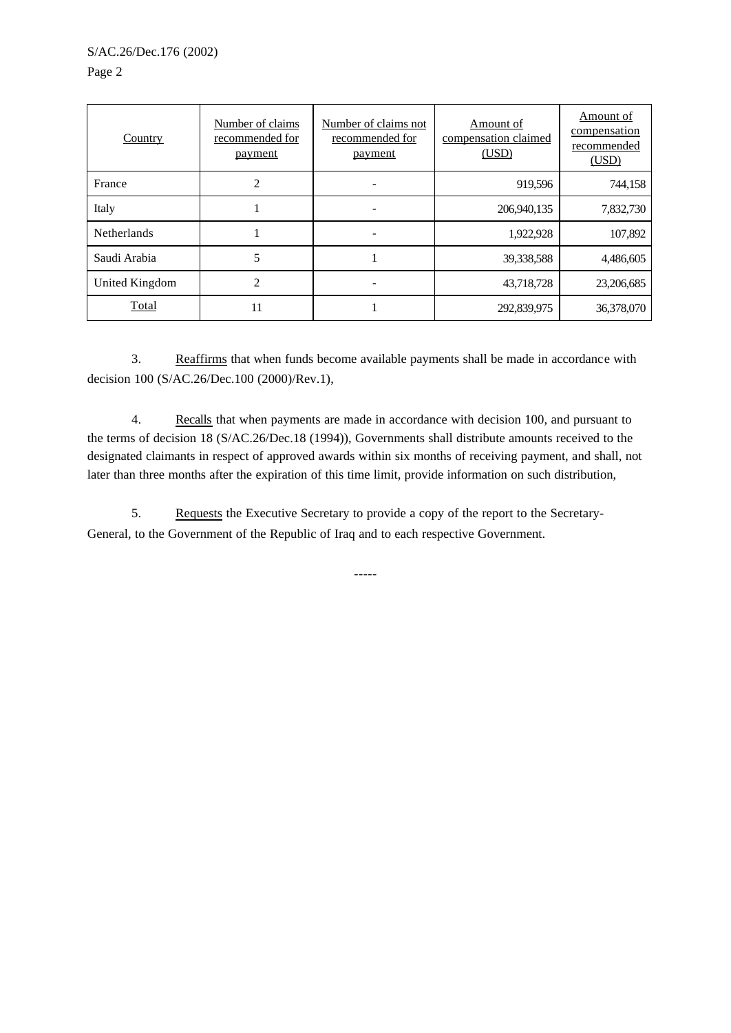| Country | Number of claims recommended for payment | Number of claims not recommended for payment | Amount of compensation claimed (USD) | Amount of compensation recommended (USD) |
|---|---|---|---|---|
| France | 2 | - | 919,596 | 744,158 |
| Italy | 1 | - | 206,940,135 | 7,832,730 |
| Netherlands | 1 | - | 1,922,928 | 107,892 |
| Saudi Arabia | 5 | 1 | 39,338,588 | 4,486,605 |
| United Kingdom | 2 | - | 43,718,728 | 23,206,685 |
| Total | 11 | 1 | 292,839,975 | 36,378,070 |

3. Reaffirms that when funds become available payments shall be made in accordance with decision 100 (S/AC.26/Dec.100 (2000)/Rev.1),

4. Recalls that when payments are made in accordance with decision 100, and pursuant to the terms of decision 18 (S/AC.26/Dec.18 (1994)), Governments shall distribute amounts received to the designated claimants in respect of approved awards within six months of receiving payment, and shall, not later than three months after the expiration of this time limit, provide information on such distribution,

5. Requests the Executive Secretary to provide a copy of the report to the Secretary-General, to the Government of the Republic of Iraq and to each respective Government.

-----